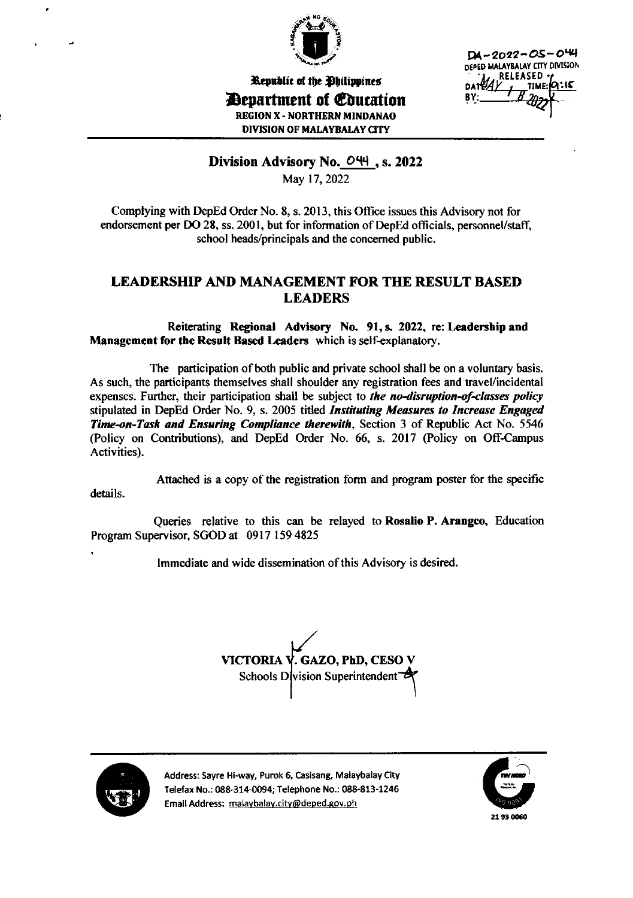Republic of the Philippines

**Department of Education**

REGION X - NORTHERN MINDANAO

DIVISION OF MALAYBALAY CITY

DA-2022-05-044
DEPED MALAYBALAY CITY DIVISION
RELEASED
DATE: MAY 18 2022 TIME: 9:15
BY:

## Division Advisory No. 044, s. 2022

May 17, 2022

Complying with DepEd Order No. 8, s. 2013, this Office issues this Advisory not for endorsement per DO 28, ss. 2001, but for information of DepEd officials, personnel/staff, school heads/principals and the concerned public.

# LEADERSHIP AND MANAGEMENT FOR THE RESULT BASED LEADERS

Reiterating **Regional Advisory No. 91, s. 2022, re: Leadership and Management for the Result Based Leaders** which is self-explanatory.

The participation of both public and private school shall be on a voluntary basis. As such, the participants themselves shall shoulder any registration fees and travel/incidental expenses. Further, their participation shall be subject to ***the no-disruption-of-classes policy*** stipulated in DepEd Order No. 9, s. 2005 titled ***Instituting Measures to Increase Engaged Time-on-Task and Ensuring Compliance therewith***, Section 3 of Republic Act No. 5546 (Policy on Contributions), and DepEd Order No. 66, s. 2017 (Policy on Off-Campus Activities).

Attached is a copy of the registration form and program poster for the specific details.

Queries relative to this can be relayed to **Rosalio P. Arangco**, Education Program Supervisor, SGOD at 0917 159 4825

Immediate and wide dissemination of this Advisory is desired.

**VICTORIA V. GAZO, PhD, CESO V**
Schools Division Superintendent

Address: Sayre Hi-way, Purok 6, Casisang, Malaybalay City
Telefax No.: 088-314-0094; Telephone No.: 088-813-1246
Email Address: malaybalay.city@deped.gov.ph

21 93 0060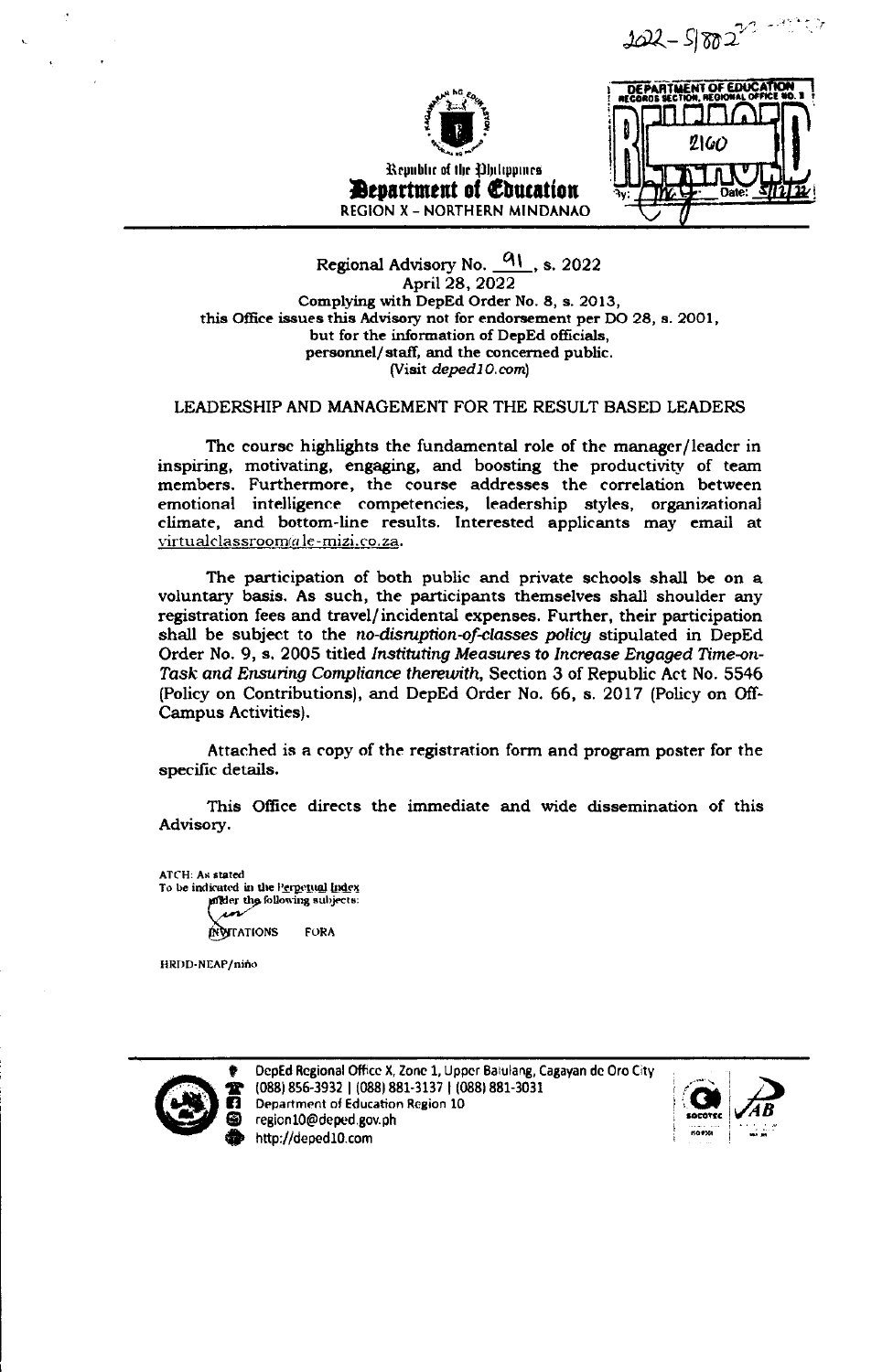2022-S/802

Republic of the Philippines
**Department of Education**
REGION X – NORTHERN MINDANAO

DEPARTMENT OF EDUCATION
RECORDS SECTION, REGIONAL OFFICE NO. X
RELEASED
2160
By: Date: 5/12/22

Regional Advisory No. 91, s. 2022
April 28, 2022
**Complying with DepEd Order No. 8, s. 2013, this Office issues this Advisory not for endorsement per DO 28, s. 2001, but for the information of DepEd officials, personnel/staff, and the concerned public.**
(Visit *deped10.com*)

LEADERSHIP AND MANAGEMENT FOR THE RESULT BASED LEADERS

The course highlights the fundamental role of the manager/leader in inspiring, motivating, engaging, and boosting the productivity of team members. Furthermore, the course addresses the correlation between emotional intelligence competencies, leadership styles, organizational climate, and bottom-line results. Interested applicants may email at virtualclassroom@le-mizi.co.za.

The participation of both public and private schools shall be on a voluntary basis. As such, the participants themselves shall shoulder any registration fees and travel/incidental expenses. Further, their participation shall be subject to the *no-disruption-of-classes policy* stipulated in DepEd Order No. 9, s. 2005 titled *Instituting Measures to Increase Engaged Time-on-Task and Ensuring Compliance therewith*, Section 3 of Republic Act No. 5546 (Policy on Contributions), and DepEd Order No. 66, s. 2017 (Policy on Off-Campus Activities).

Attached is a copy of the registration form and program poster for the specific details.

This Office directs the immediate and wide dissemination of this Advisory.

ATCH: As stated
To be indicated in the Perpetual Index under the following subjects:

INVITATIONS FORA

HRDD-NEAP/niño

DepEd Regional Office X, Zone 1, Upper Balulang, Cagayan de Oro City
(088) 856-3932 | (088) 881-3137 | (088) 881-3031
Department of Education Region 10
region10@deped.gov.ph
http://deped10.com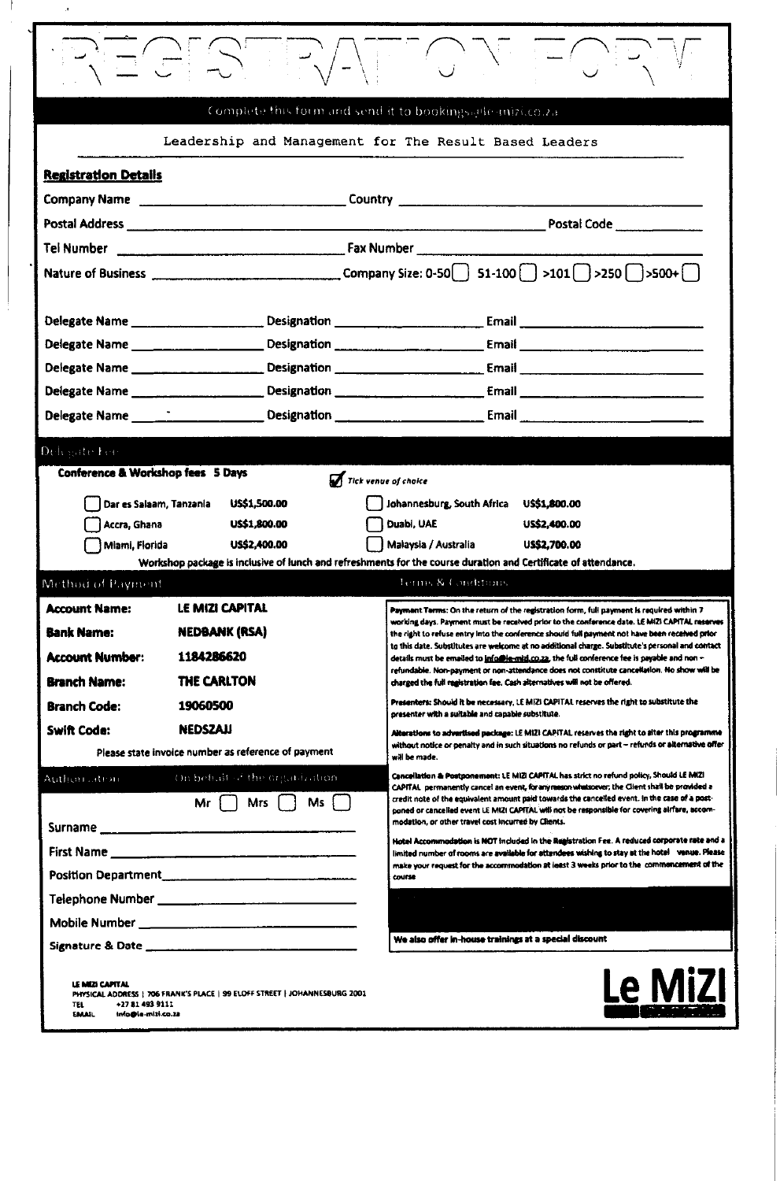# REGISTRATION FORM

Complete this form and send it to bookings@le-mizi.co.za

Leadership and Management for The Result Based Leaders

## Registration Details

Company Name ______________________ Country ______________________

Postal Address ______________________ Postal Code ____________

Tel Number ______________________ Fax Number ______________________

Nature of Business ______________________ Company Size: 0-50 [ ] 51-100 [ ] >101 [ ] >250 [ ] >500+ [ ]

Delegate Name ____________ Designation ____________ Email ____________

Delegate Name ____________ Designation ____________ Email ____________

Delegate Name ____________ Designation ____________ Email ____________

Delegate Name ____________ Designation ____________ Email ____________

Delegate Name ____________ Designation ____________ Email ____________

## Delegate Fee

**Conference & Workshop fees 5 Days** — *Tick venue of choice*

| Venue | Fee | Venue | Fee |
|---|---|---|---|
| [ ] Dar es Salaam, Tanzania | US$1,500.00 | [ ] Johannesburg, South Africa | US$1,800.00 |
| [ ] Accra, Ghana | US$1,800.00 | [ ] Duabi, UAE | US$2,400.00 |
| [ ] Miami, Florida | US$2,400.00 | [ ] Malaysia / Australia | US$2,700.00 |

**Workshop package is inclusive of lunch and refreshments for the course duration and Certificate of attendance.**

## Method of Payment

| | |
|---|---|
| **Account Name:** | **LE MIZI CAPITAL** |
| **Bank Name:** | **NEDBANK (RSA)** |
| **Account Number:** | **1184286620** |
| **Branch Name:** | **THE CARLTON** |
| **Branch Code:** | **19060500** |
| **Swift Code:** | **NEDSZAJJ** |

Please state invoice number as reference of payment

## Authorisation — On behalf of the organization

Mr [ ] Mrs [ ] Ms [ ]

Surname ______________________

First Name ______________________

Position Department ______________________

Telephone Number ______________________

Mobile Number ______________________

Signature & Date ______________________

## Terms & Conditions

**Payment Terms:** On the return of the registration form, full payment is required within 7 working days. Payment must be received prior to the conference date. LE MIZI CAPITAL reserves the right to refuse entry into the conference should full payment not have been received prior to this date. Substitutes are welcome at no additional charge. Substitute's personal and contact details must be emailed to info@le-mizi.co.za, the full conference fee is payable and non-refundable. Non-payment or non-attendance does not constitute cancellation. No show will be charged the full registration fee. Cash alternatives will not be offered.

**Presenters:** Should it be necessary, LE MIZI CAPITAL reserves the right to substitute the presenter with a suitable and capable substitute.

**Alterations to advertised package:** LE MIZI CAPITAL reserves the right to alter this programme without notice or penalty and in such situations no refunds or part – refunds or alternative offer will be made.

**Cancellation & Postponement:** LE MIZI CAPITAL has strict no refund policy, Should LE MIZI CAPITAL permanently cancel an event, for any reason whatsoever; the Client shall be provided a credit note of the equivalent amount paid towards the cancelled event. In the case of a postponed or cancelled event LE MIZI CAPITAL will not be responsible for covering airfare, accommodation, or other travel cost incurred by Clients.

**Hotel Accommodation is NOT included in the Registration Fee.** A reduced corporate rate and a limited number of rooms are available for attendees wishing to stay at the hotel venue. Please make your request for the accommodation at least 3 weeks prior to the commencement of the course

**We also offer in-house trainings at a special discount**

**LE MIZI CAPITAL**
PHYSICAL ADDRESS | 706 FRANK'S PLACE | 99 ELOFF STREET | JOHANNESBURG 2001
TEL +27 81 493 9111
EMAIL info@le-mizi.co.za

Le MiZI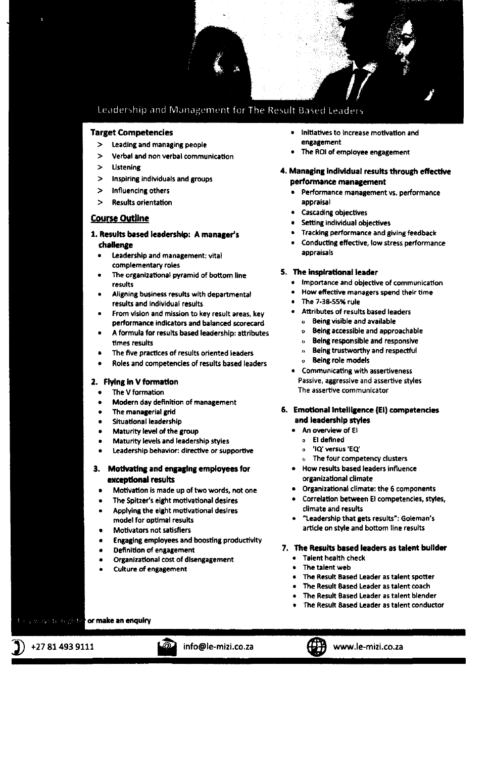# Leadership and Management for The Result Based Leaders

### Target Competencies

- Leading and managing people
- Verbal and non verbal communication
- Listening
- Inspiring individuals and groups
- Influencing others
- Results orientation

## Course Outline

### 1. Results based leadership: A manager's challenge

- Leadership and management: vital complementary roles
- The organizational pyramid of bottom line results
- Aligning business results with departmental results and individual results
- From vision and mission to key result areas, key performance indicators and balanced scorecard
- A formula for results based leadership: attributes times results
- The five practices of results oriented leaders
- Roles and competencies of results based leaders

### 2. Flying in V formation

- The V formation
- Modern day definition of management
- The managerial grid
- Situational leadership
- Maturity level of the group
- Maturity levels and leadership styles
- Leadership behavior: directive or supportive

### 3. Motivating and engaging employees for exceptional results

- Motivation is made up of two words, not one
- The Spitzer's eight motivational desires
- Applying the eight motivational desires model for optimal results
- Motivators not satisfiers
- Engaging employees and boosting productivity
- Definition of engagement
- Organizational cost of disengagement
- Culture of engagement
- Initiatives to increase motivation and engagement
- The ROI of employee engagement

### 4. Managing individual results through effective performance management

- Performance management vs. performance appraisal
- Cascading objectives
- Setting individual objectives
- Tracking performance and giving feedback
- Conducting effective, low stress performance appraisals

### 5. The inspirational leader

- Importance and objective of communication
- How effective managers spend their time
- The 7-38-55% rule
- Attributes of results based leaders
  - Being visible and available
  - Being accessible and approachable
  - Being responsible and responsive
  - Being trustworthy and respectful
  - Being role models
- Communicating with assertiveness
  Passive, aggressive and assertive styles
  The assertive communicator

### 6. Emotional Intelligence (EI) competencies and leadership styles

- An overview of EI
  - EI defined
  - 'IQ' versus 'EQ'
  - The four competency clusters
- How results based leaders influence organizational climate
- Organizational climate: the 6 components
- Correlation between EI competencies, styles, climate and results
- "Leadership that gets results": Goleman's article on style and bottom line results

### 7. The Results based leaders as talent builder

- Talent health check
- The talent web
- The Result Based Leader as talent spotter
- The Result Based Leader as talent coach
- The Result Based Leader as talent blender
- The Result Based Leader as talent conductor

**For ways to register or make an enquiry**

+27 81 493 9111 | info@le-mizi.co.za | www.le-mizi.co.za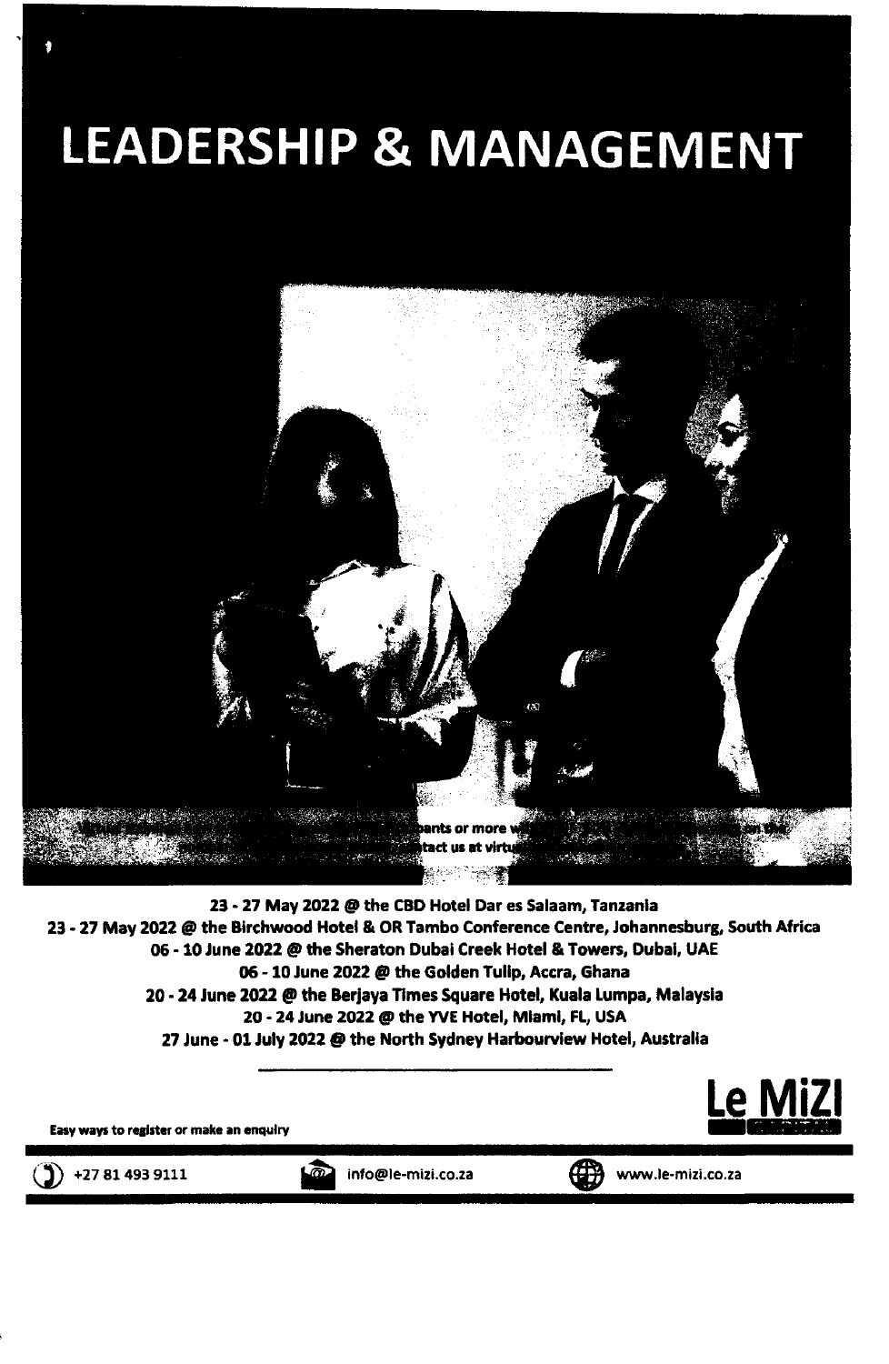# LEADERSHIP & MANAGEMENT

**23 - 27 May 2022 @ the CBD Hotel Dar es Salaam, Tanzania**
**23 - 27 May 2022 @ the Birchwood Hotel & OR Tambo Conference Centre, Johannesburg, South Africa**
**06 - 10 June 2022 @ the Sheraton Dubai Creek Hotel & Towers, Dubai, UAE**
**06 - 10 June 2022 @ the Golden Tulip, Accra, Ghana**
**20 - 24 June 2022 @ the Berjaya Times Square Hotel, Kuala Lumpa, Malaysia**
**20 - 24 June 2022 @ the YVE Hotel, Miami, FL, USA**
**27 June - 01 July 2022 @ the North Sydney Harbourview Hotel, Australia**

---

Le MiZI

**Easy ways to register or make an enquiry**

+27 81 493 9111 | info@le-mizi.co.za | www.le-mizi.co.za